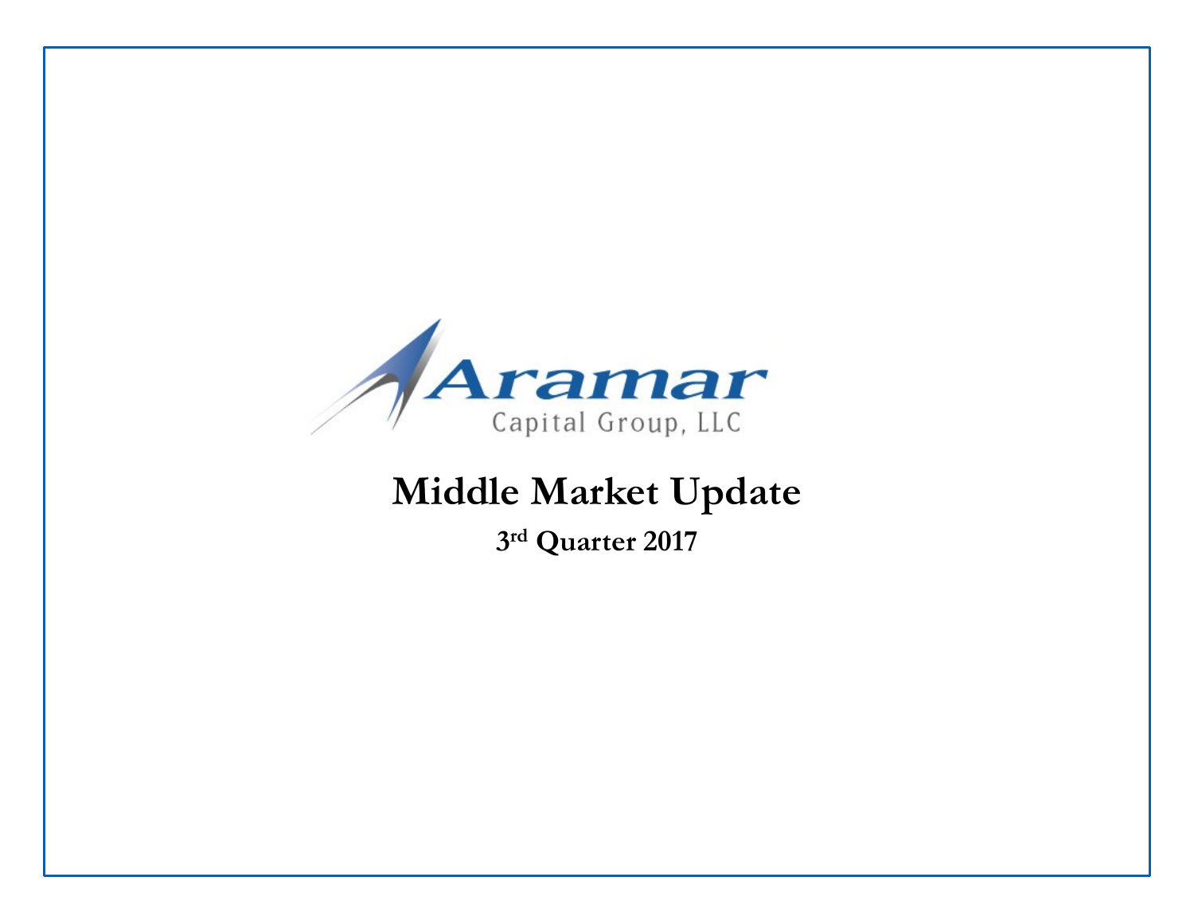Aramar

Capital Group, LLC

# Middle Market Update

**3rd Quarter 2017**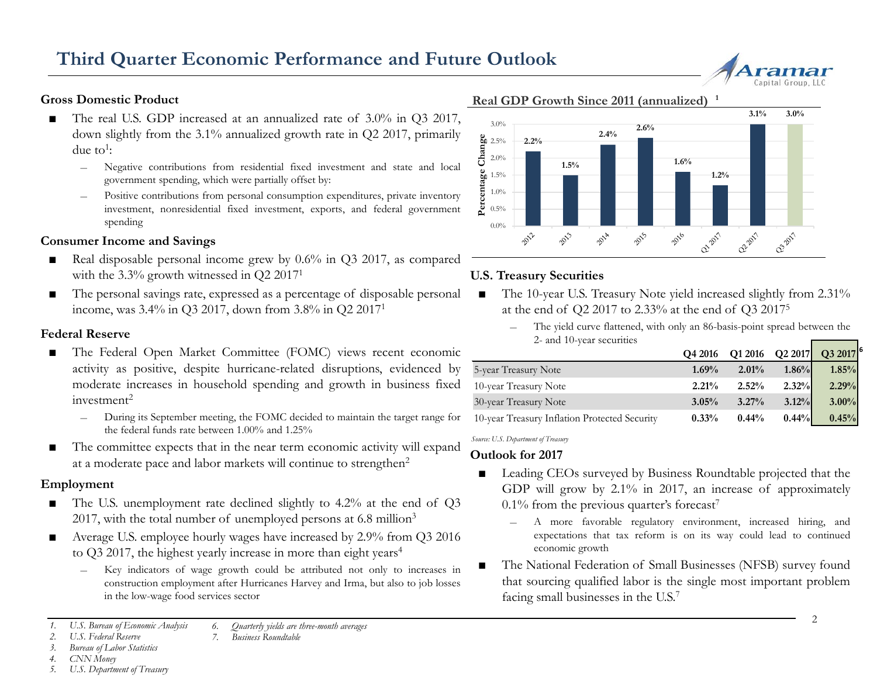# Third Quarter Economic Performance and Future Outlook

## Gross Domestic Product

- The real U.S. GDP increased at an annualized rate of 3.0% in Q3 2017, down slightly from the 3.1% annualized growth rate in Q2 2017, primarily due to[1]:
  - Negative contributions from residential fixed investment and state and local government spending, which were partially offset by:
  - Positive contributions from personal consumption expenditures, private inventory investment, nonresidential fixed investment, exports, and federal government spending

## Consumer Income and Savings

- Real disposable personal income grew by 0.6% in Q3 2017, as compared with the 3.3% growth witnessed in Q2 2017[1]
- The personal savings rate, expressed as a percentage of disposable personal income, was 3.4% in Q3 2017, down from 3.8% in Q2 2017[1]

## Federal Reserve

- The Federal Open Market Committee (FOMC) views recent economic activity as positive, despite hurricane-related disruptions, evidenced by moderate increases in household spending and growth in business fixed investment[2]
  - During its September meeting, the FOMC decided to maintain the target range for the federal funds rate between 1.00% and 1.25%
- The committee expects that in the near term economic activity will expand at a moderate pace and labor markets will continue to strengthen[2]

## Employment

- The U.S. unemployment rate declined slightly to 4.2% at the end of Q3 2017, with the total number of unemployed persons at 6.8 million[3]
- Average U.S. employee hourly wages have increased by 2.9% from Q3 2016 to Q3 2017, the highest yearly increase in more than eight years[4]
  - Key indicators of wage growth could be attributed not only to increases in construction employment after Hurricanes Harvey and Irma, but also to job losses in the low-wage food services sector

## Real GDP Growth Since 2011 (annualized) [1]

| Period | Percentage Change |
|---|---|
| 2012 | 2.2% |
| 2013 | 1.5% |
| 2014 | 2.4% |
| 2015 | 2.6% |
| 2016 | 1.6% |
| Q1 2017 | 1.2% |
| Q2 2017 | 3.1% |
| Q3 2017 | 3.0% |

## U.S. Treasury Securities

- The 10-year U.S. Treasury Note yield increased slightly from 2.31% at the end of Q2 2017 to 2.33% at the end of Q3 2017[5]
  - The yield curve flattened, with only an 86-basis-point spread between the 2- and 10-year securities

| | Q4 2016 | Q1 2016 | Q2 2017 | Q3 2017[6] |
|---|---|---|---|---|
| 5-year Treasury Note | 1.69% | 2.01% | 1.86% | 1.85% |
| 10-year Treasury Note | 2.21% | 2.52% | 2.32% | 2.29% |
| 30-year Treasury Note | 3.05% | 3.27% | 3.12% | 3.00% |
| 10-year Treasury Inflation Protected Security | 0.33% | 0.44% | 0.44% | 0.45% |

*Source: U.S. Department of Treasury*

## Outlook for 2017

- Leading CEOs surveyed by Business Roundtable projected that the GDP will grow by 2.1% in 2017, an increase of approximately 0.1% from the previous quarter's forecast[7]
  - A more favorable regulatory environment, increased hiring, and expectations that tax reform is on its way could lead to continued economic growth
- The National Federation of Small Businesses (NFSB) survey found that sourcing qualified labor is the single most important problem facing small businesses in the U.S.[7]

---

1. *U.S. Bureau of Economic Analysis*
2. *U.S. Federal Reserve*
3. *Bureau of Labor Statistics*
4. *CNN Money*
5. *U.S. Department of Treasury*
6. *Quarterly yields are three-month averages*
7. *Business Roundtable*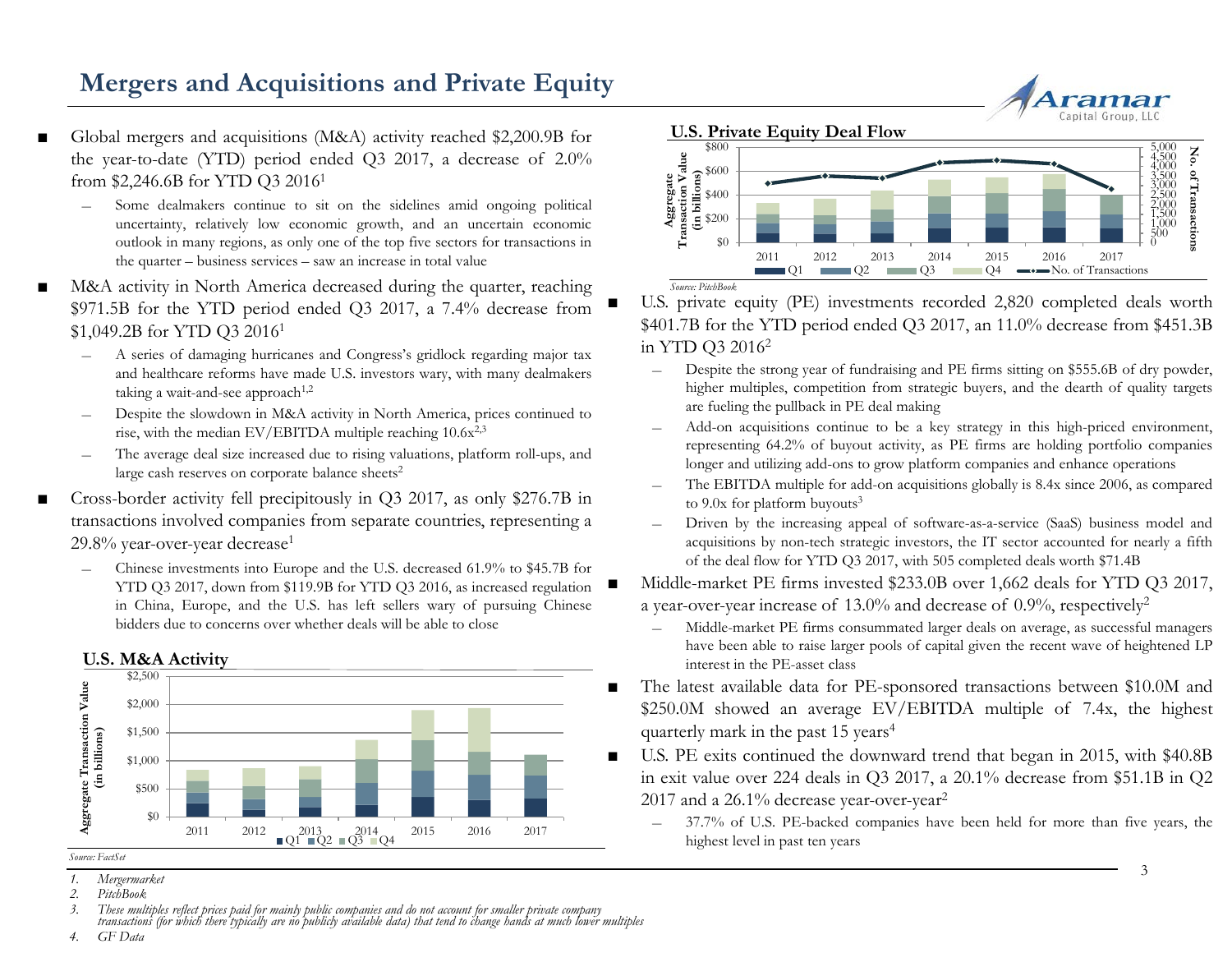# Mergers and Acquisitions and Private Equity

- Global mergers and acquisitions (M&A) activity reached $2,200.9B for the year-to-date (YTD) period ended Q3 2017, a decrease of 2.0% from $2,246.6B for YTD Q3 2016[1]
  - Some dealmakers continue to sit on the sidelines amid ongoing political uncertainty, relatively low economic growth, and an uncertain economic outlook in many regions, as only one of the top five sectors for transactions in the quarter – business services – saw an increase in total value
- M&A activity in North America decreased during the quarter, reaching $971.5B for the YTD period ended Q3 2017, a 7.4% decrease from $1,049.2B for YTD Q3 2016[1]
  - A series of damaging hurricanes and Congress's gridlock regarding major tax and healthcare reforms have made U.S. investors wary, with many dealmakers taking a wait-and-see approach[1,2]
  - Despite the slowdown in M&A activity in North America, prices continued to rise, with the median EV/EBITDA multiple reaching 10.6x[2,3]
  - The average deal size increased due to rising valuations, platform roll-ups, and large cash reserves on corporate balance sheets[2]
- Cross-border activity fell precipitously in Q3 2017, as only $276.7B in transactions involved companies from separate countries, representing a 29.8% year-over-year decrease[1]
  - Chinese investments into Europe and the U.S. decreased 61.9% to $45.7B for YTD Q3 2017, down from $119.9B for YTD Q3 2016, as increased regulation in China, Europe, and the U.S. has left sellers wary of pursuing Chinese bidders due to concerns over whether deals will be able to close

**U.S. M&A Activity**

*Source: FactSet*

**U.S. Private Equity Deal Flow**

*Source: PitchBook*

- U.S. private equity (PE) investments recorded 2,820 completed deals worth $401.7B for the YTD period ended Q3 2017, an 11.0% decrease from $451.3B in YTD Q3 2016[2]
  - Despite the strong year of fundraising and PE firms sitting on $555.6B of dry powder, higher multiples, competition from strategic buyers, and the dearth of quality targets are fueling the pullback in PE deal making
  - Add-on acquisitions continue to be a key strategy in this high-priced environment, representing 64.2% of buyout activity, as PE firms are holding portfolio companies longer and utilizing add-ons to grow platform companies and enhance operations
  - The EBITDA multiple for add-on acquisitions globally is 8.4x since 2006, as compared to 9.0x for platform buyouts[3]
  - Driven by the increasing appeal of software-as-a-service (SaaS) business model and acquisitions by non-tech strategic investors, the IT sector accounted for nearly a fifth of the deal flow for YTD Q3 2017, with 505 completed deals worth $71.4B
- Middle-market PE firms invested $233.0B over 1,662 deals for YTD Q3 2017, a year-over-year increase of 13.0% and decrease of 0.9%, respectively[2]
  - Middle-market PE firms consummated larger deals on average, as successful managers have been able to raise larger pools of capital given the recent wave of heightened LP interest in the PE-asset class
- The latest available data for PE-sponsored transactions between $10.0M and $250.0M showed an average EV/EBITDA multiple of 7.4x, the highest quarterly mark in the past 15 years[4]
- U.S. PE exits continued the downward trend that began in 2015, with $40.8B in exit value over 224 deals in Q3 2017, a 20.1% decrease from $51.1B in Q2 2017 and a 26.1% decrease year-over-year[2]
  - 37.7% of U.S. PE-backed companies have been held for more than five years, the highest level in past ten years

1. *Mergermarket*
2. *PitchBook*
3. *These multiples reflect prices paid for mainly public companies and do not account for smaller private company transactions (for which there typically are no publicly available data) that tend to change hands at much lower multiples*
4. *GF Data*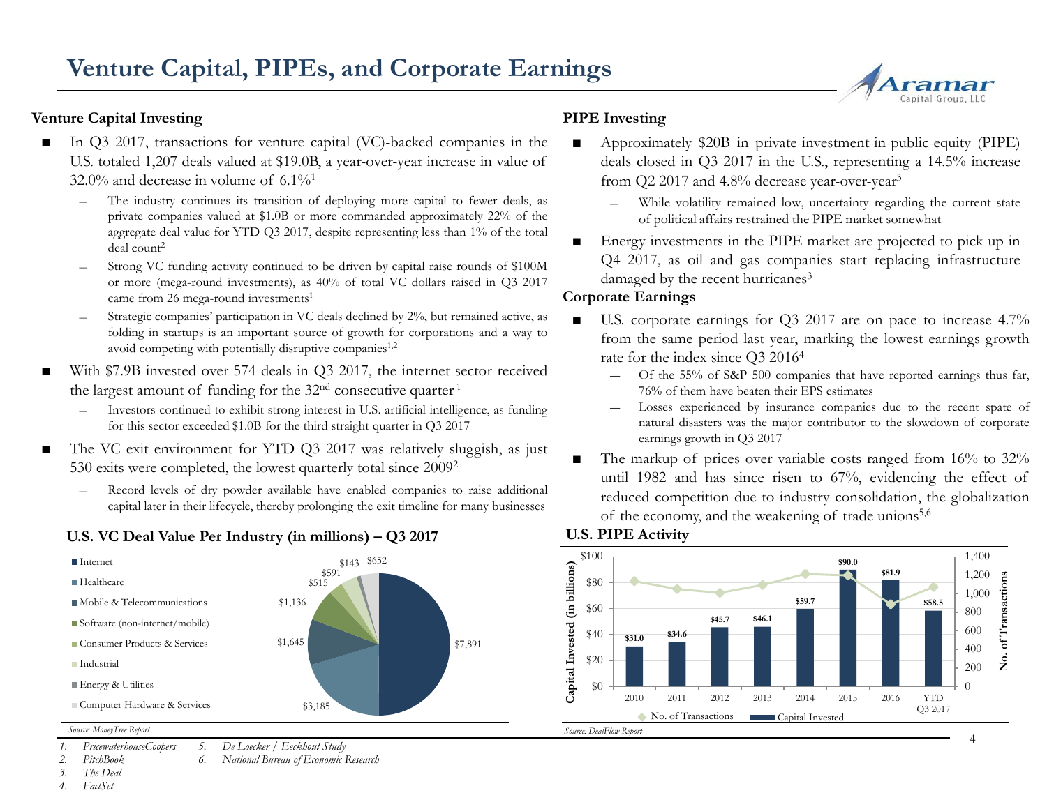# Venture Capital, PIPEs, and Corporate Earnings

## Venture Capital Investing

- In Q3 2017, transactions for venture capital (VC)-backed companies in the U.S. totaled 1,207 deals valued at $19.0B, a year-over-year increase in value of 32.0% and decrease in volume of 6.1%[1]
  - The industry continues its transition of deploying more capital to fewer deals, as private companies valued at $1.0B or more commanded approximately 22% of the aggregate deal value for YTD Q3 2017, despite representing less than 1% of the total deal count[2]
  - Strong VC funding activity continued to be driven by capital raise rounds of $100M or more (mega-round investments), as 40% of total VC dollars raised in Q3 2017 came from 26 mega-round investments[1]
  - Strategic companies' participation in VC deals declined by 2%, but remained active, as folding in startups is an important source of growth for corporations and a way to avoid competing with potentially disruptive companies[1,2]
- With $7.9B invested over 574 deals in Q3 2017, the internet sector received the largest amount of funding for the 32nd consecutive quarter[1]
  - Investors continued to exhibit strong interest in U.S. artificial intelligence, as funding for this sector exceeded $1.0B for the third straight quarter in Q3 2017
- The VC exit environment for YTD Q3 2017 was relatively sluggish, as just 530 exits were completed, the lowest quarterly total since 2009[2]
  - Record levels of dry powder available have enabled companies to raise additional capital later in their lifecycle, thereby prolonging the exit timeline for many businesses

### U.S. VC Deal Value Per Industry (in millions) – Q3 2017

| Industry | Deal Value |
|---|---|
| Internet | $7,891 |
| Healthcare | $3,185 |
| Mobile & Telecommunications | $1,645 |
| Software (non-internet/mobile) | $1,136 |
| Consumer Products & Services | $515 |
| Industrial | $591 |
| Energy & Utilities | $143 |
| Computer Hardware & Services | $652 |

*Source: MoneyTree Report*

## PIPE Investing

- Approximately $20B in private-investment-in-public-equity (PIPE) deals closed in Q3 2017 in the U.S., representing a 14.5% increase from Q2 2017 and 4.8% decrease year-over-year[3]
  - While volatility remained low, uncertainty regarding the current state of political affairs restrained the PIPE market somewhat
- Energy investments in the PIPE market are projected to pick up in Q4 2017, as oil and gas companies start replacing infrastructure damaged by the recent hurricanes[3]

## Corporate Earnings

- U.S. corporate earnings for Q3 2017 are on pace to increase 4.7% from the same period last year, marking the lowest earnings growth rate for the index since Q3 2016[4]
  - Of the 55% of S&P 500 companies that have reported earnings thus far, 76% of them have beaten their EPS estimates
  - Losses experienced by insurance companies due to the recent spate of natural disasters was the major contributor to the slowdown of corporate earnings growth in Q3 2017
- The markup of prices over variable costs ranged from 16% to 32% until 1982 and has since risen to 67%, evidencing the effect of reduced competition due to industry consolidation, the globalization of the economy, and the weakening of trade unions[5,6]

### U.S. PIPE Activity

| Year | Capital Invested (in billions) |
|---|---|
| 2010 | $31.0 |
| 2011 | $34.6 |
| 2012 | $45.7 |
| 2013 | $46.1 |
| 2014 | $59.7 |
| 2015 | $90.0 |
| 2016 | $81.9 |
| YTD Q3 2017 | $58.5 |

No. of Transactions; Capital Invested

*Source: DealFlow Report*

1. *PricewaterhouseCoopers*
2. *PitchBook*
3. *The Deal*
4. *FactSet*
5. *De Loecker / Eeckhout Study*
6. *National Bureau of Economic Research*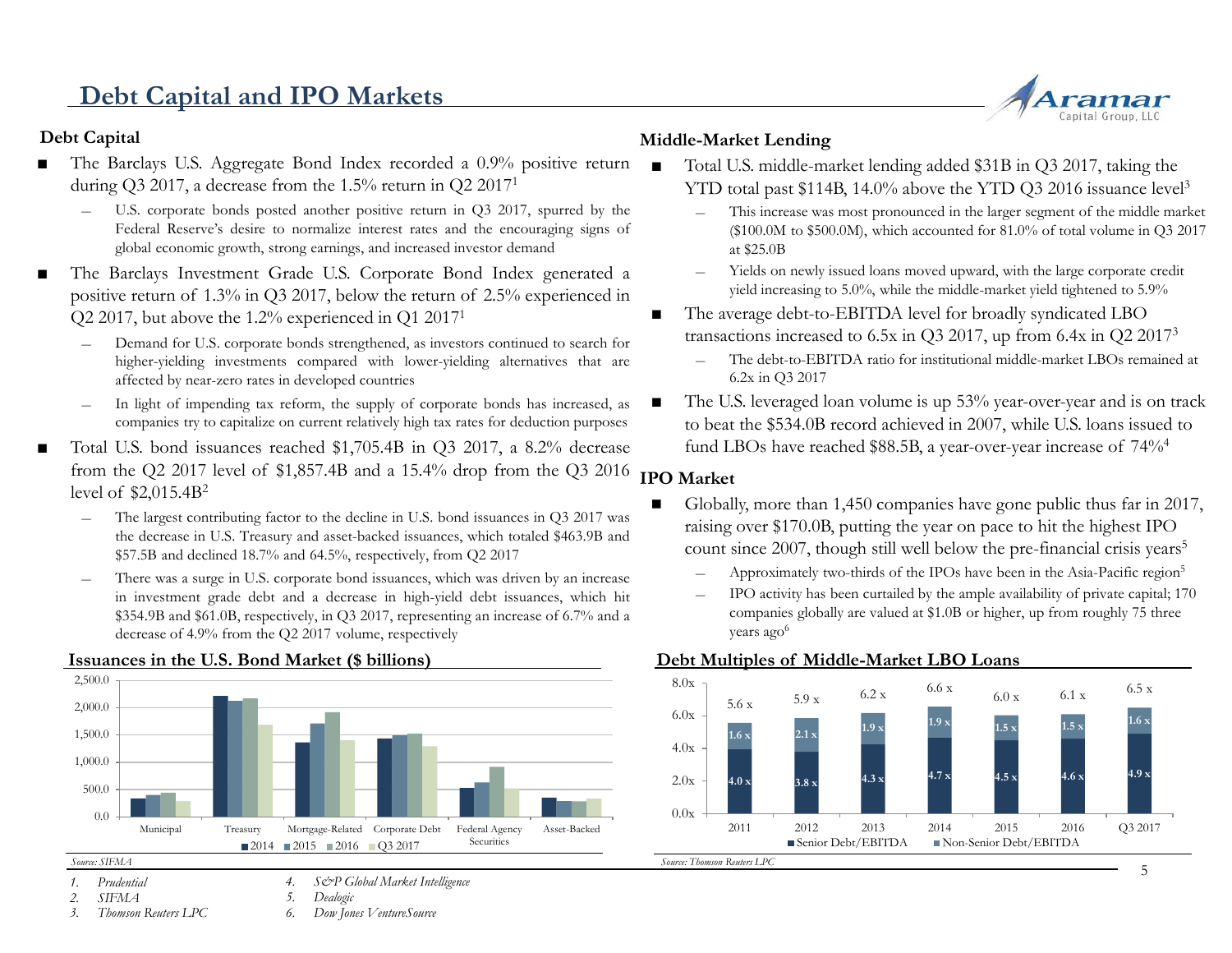# Debt Capital and IPO Markets

## Debt Capital

- The Barclays U.S. Aggregate Bond Index recorded a 0.9% positive return during Q3 2017, a decrease from the 1.5% return in Q2 2017[1]
  - U.S. corporate bonds posted another positive return in Q3 2017, spurred by the Federal Reserve's desire to normalize interest rates and the encouraging signs of global economic growth, strong earnings, and increased investor demand
- The Barclays Investment Grade U.S. Corporate Bond Index generated a positive return of 1.3% in Q3 2017, below the return of 2.5% experienced in Q2 2017, but above the 1.2% experienced in Q1 2017[1]
  - Demand for U.S. corporate bonds strengthened, as investors continued to search for higher-yielding investments compared with lower-yielding alternatives that are affected by near-zero rates in developed countries
  - In light of impending tax reform, the supply of corporate bonds has increased, as companies try to capitalize on current relatively high tax rates for deduction purposes
- Total U.S. bond issuances reached $1,705.4B in Q3 2017, a 8.2% decrease from the Q2 2017 level of $1,857.4B and a 15.4% drop from the Q3 2016 level of $2,015.4B[2]
  - The largest contributing factor to the decline in U.S. bond issuances in Q3 2017 was the decrease in U.S. Treasury and asset-backed issuances, which totaled $463.9B and $57.5B and declined 18.7% and 64.5%, respectively, from Q2 2017
  - There was a surge in U.S. corporate bond issuances, which was driven by an increase in investment grade debt and a decrease in high-yield debt issuances, which hit $354.9B and $61.0B, respectively, in Q3 2017, representing an increase of 6.7% and a decrease of 4.9% from the Q2 2017 volume, respectively

### Issuances in the U.S. Bond Market ($ billions)

Chart categories: Municipal, Treasury, Mortgage-Related, Corporate Debt, Federal Agency Securities, Asset-Backed; Series: 2014, 2015, 2016, Q3 2017

*Source: SIFMA*

## Middle-Market Lending

- Total U.S. middle-market lending added $31B in Q3 2017, taking the YTD total past $114B, 14.0% above the YTD Q3 2016 issuance level[3]
  - This increase was most pronounced in the larger segment of the middle market ($100.0M to $500.0M), which accounted for 81.0% of total volume in Q3 2017 at $25.0B
  - Yields on newly issued loans moved upward, with the large corporate credit yield increasing to 5.0%, while the middle-market yield tightened to 5.9%
- The average debt-to-EBITDA level for broadly syndicated LBO transactions increased to 6.5x in Q3 2017, up from 6.4x in Q2 2017[3]
  - The debt-to-EBITDA ratio for institutional middle-market LBOs remained at 6.2x in Q3 2017
- The U.S. leveraged loan volume is up 53% year-over-year and is on track to beat the $534.0B record achieved in 2007, while U.S. loans issued to fund LBOs have reached $88.5B, a year-over-year increase of 74%[4]

## IPO Market

- Globally, more than 1,450 companies have gone public thus far in 2017, raising over $170.0B, putting the year on pace to hit the highest IPO count since 2007, though still well below the pre-financial crisis years[5]
  - Approximately two-thirds of the IPOs have been in the Asia-Pacific region[5]
  - IPO activity has been curtailed by the ample availability of private capital; 170 companies globally are valued at $1.0B or higher, up from roughly 75 three years ago[6]

### Debt Multiples of Middle-Market LBO Loans

| | 2011 | 2012 | 2013 | 2014 | 2015 | 2016 | Q3 2017 |
|---|---|---|---|---|---|---|---|
| Senior Debt/EBITDA | 4.0 x | 3.8 x | 4.3 x | 4.7 x | 4.5 x | 4.6 x | 4.9 x |
| Non-Senior Debt/EBITDA | 1.6 x | 2.1 x | 1.9 x | 1.9 x | 1.5 x | 1.5 x | 1.6 x |
| Total | 5.6 x | 5.9 x | 6.2 x | 6.6 x | 6.0 x | 6.1 x | 6.5 x |

*Source: Thomson Reuters LPC*

1. *Prudential*
2. *SIFMA*
3. *Thomson Reuters LPC*
4. *S&P Global Market Intelligence*
5. *Dealogic*
6. *Dow Jones VentureSource*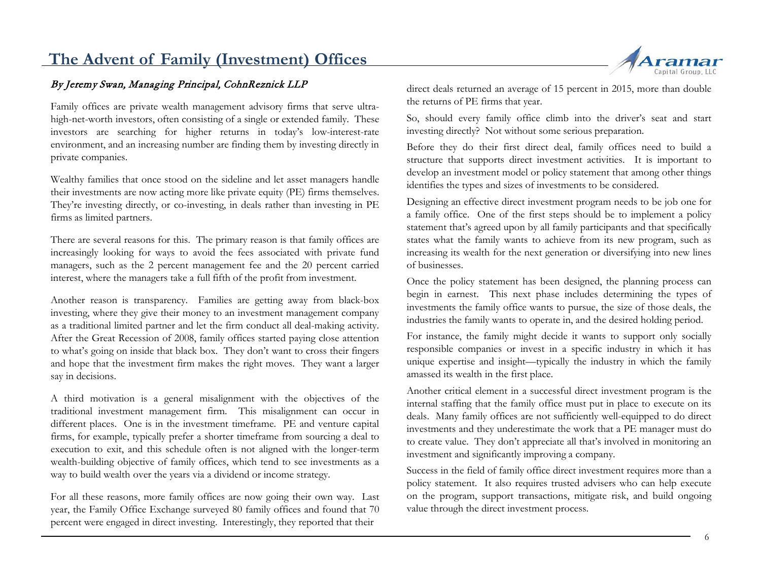# The Advent of Family (Investment) Offices

*By Jeremy Swan, Managing Principal, CohnReznick LLP*

Family offices are private wealth management advisory firms that serve ultra-high-net-worth investors, often consisting of a single or extended family. These investors are searching for higher returns in today's low-interest-rate environment, and an increasing number are finding them by investing directly in private companies.

Wealthy families that once stood on the sideline and let asset managers handle their investments are now acting more like private equity (PE) firms themselves. They're investing directly, or co-investing, in deals rather than investing in PE firms as limited partners.

There are several reasons for this. The primary reason is that family offices are increasingly looking for ways to avoid the fees associated with private fund managers, such as the 2 percent management fee and the 20 percent carried interest, where the managers take a full fifth of the profit from investment.

Another reason is transparency. Families are getting away from black-box investing, where they give their money to an investment management company as a traditional limited partner and let the firm conduct all deal-making activity. After the Great Recession of 2008, family offices started paying close attention to what's going on inside that black box. They don't want to cross their fingers and hope that the investment firm makes the right moves. They want a larger say in decisions.

A third motivation is a general misalignment with the objectives of the traditional investment management firm. This misalignment can occur in different places. One is in the investment timeframe. PE and venture capital firms, for example, typically prefer a shorter timeframe from sourcing a deal to execution to exit, and this schedule often is not aligned with the longer-term wealth-building objective of family offices, which tend to see investments as a way to build wealth over the years via a dividend or income strategy.

For all these reasons, more family offices are now going their own way. Last year, the Family Office Exchange surveyed 80 family offices and found that 70 percent were engaged in direct investing. Interestingly, they reported that their direct deals returned an average of 15 percent in 2015, more than double the returns of PE firms that year.

So, should every family office climb into the driver's seat and start investing directly? Not without some serious preparation.

Before they do their first direct deal, family offices need to build a structure that supports direct investment activities. It is important to develop an investment model or policy statement that among other things identifies the types and sizes of investments to be considered.

Designing an effective direct investment program needs to be job one for a family office. One of the first steps should be to implement a policy statement that's agreed upon by all family participants and that specifically states what the family wants to achieve from its new program, such as increasing its wealth for the next generation or diversifying into new lines of businesses.

Once the policy statement has been designed, the planning process can begin in earnest. This next phase includes determining the types of investments the family office wants to pursue, the size of those deals, the industries the family wants to operate in, and the desired holding period.

For instance, the family might decide it wants to support only socially responsible companies or invest in a specific industry in which it has unique expertise and insight—typically the industry in which the family amassed its wealth in the first place.

Another critical element in a successful direct investment program is the internal staffing that the family office must put in place to execute on its deals. Many family offices are not sufficiently well-equipped to do direct investments and they underestimate the work that a PE manager must do to create value. They don't appreciate all that's involved in monitoring an investment and significantly improving a company.

Success in the field of family office direct investment requires more than a policy statement. It also requires trusted advisers who can help execute on the program, support transactions, mitigate risk, and build ongoing value through the direct investment process.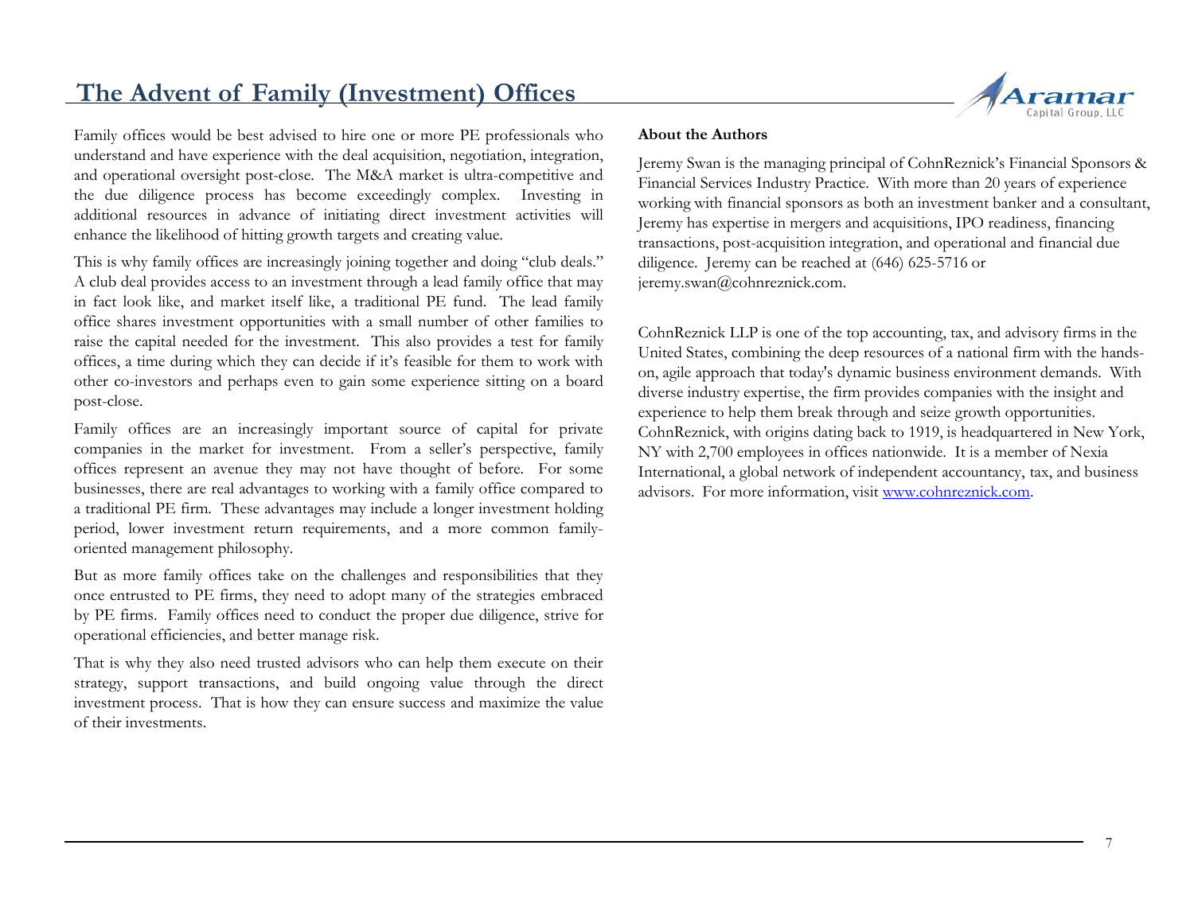Family offices would be best advised to hire one or more PE professionals who understand and have experience with the deal acquisition, negotiation, integration, and operational oversight post-close. The M&A market is ultra-competitive and the due diligence process has become exceedingly complex. Investing in additional resources in advance of initiating direct investment activities will enhance the likelihood of hitting growth targets and creating value.

This is why family offices are increasingly joining together and doing "club deals." A club deal provides access to an investment through a lead family office that may in fact look like, and market itself like, a traditional PE fund. The lead family office shares investment opportunities with a small number of other families to raise the capital needed for the investment. This also provides a test for family offices, a time during which they can decide if it's feasible for them to work with other co-investors and perhaps even to gain some experience sitting on a board post-close.

Family offices are an increasingly important source of capital for private companies in the market for investment. From a seller's perspective, family offices represent an avenue they may not have thought of before. For some businesses, there are real advantages to working with a family office compared to a traditional PE firm. These advantages may include a longer investment holding period, lower investment return requirements, and a more common family-oriented management philosophy.

But as more family offices take on the challenges and responsibilities that they once entrusted to PE firms, they need to adopt many of the strategies embraced by PE firms. Family offices need to conduct the proper due diligence, strive for operational efficiencies, and better manage risk.

That is why they also need trusted advisors who can help them execute on their strategy, support transactions, and build ongoing value through the direct investment process. That is how they can ensure success and maximize the value of their investments.

**About the Authors**

Jeremy Swan is the managing principal of CohnReznick's Financial Sponsors & Financial Services Industry Practice. With more than 20 years of experience working with financial sponsors as both an investment banker and a consultant, Jeremy has expertise in mergers and acquisitions, IPO readiness, financing transactions, post-acquisition integration, and operational and financial due diligence. Jeremy can be reached at (646) 625-5716 or jeremy.swan@cohnreznick.com.

CohnReznick LLP is one of the top accounting, tax, and advisory firms in the United States, combining the deep resources of a national firm with the hands-on, agile approach that today's dynamic business environment demands. With diverse industry expertise, the firm provides companies with the insight and experience to help them break through and seize growth opportunities. CohnReznick, with origins dating back to 1919, is headquartered in New York, NY with 2,700 employees in offices nationwide. It is a member of Nexia International, a global network of independent accountancy, tax, and business advisors. For more information, visit [www.cohnreznick.com](www.cohnreznick.com).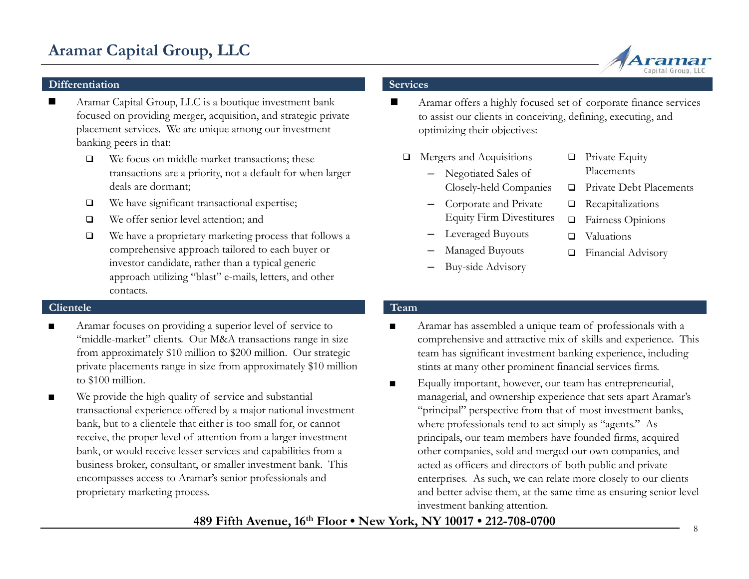# Aramar Capital Group, LLC

## Differentiation

- Aramar Capital Group, LLC is a boutique investment bank focused on providing merger, acquisition, and strategic private placement services. We are unique among our investment banking peers in that:
  - We focus on middle-market transactions; these transactions are a priority, not a default for when larger deals are dormant;
  - We have significant transactional expertise;
  - We offer senior level attention; and
  - We have a proprietary marketing process that follows a comprehensive approach tailored to each buyer or investor candidate, rather than a typical generic approach utilizing "blast" e-mails, letters, and other contacts.

## Clientele

- Aramar focuses on providing a superior level of service to "middle-market" clients. Our M&A transactions range in size from approximately $10 million to $200 million. Our strategic private placements range in size from approximately $10 million to $100 million.
- We provide the high quality of service and substantial transactional experience offered by a major national investment bank, but to a clientele that either is too small for, or cannot receive, the proper level of attention from a larger investment bank, or would receive lesser services and capabilities from a business broker, consultant, or smaller investment bank. This encompasses access to Aramar's senior professionals and proprietary marketing process.

## Services

- Aramar offers a highly focused set of corporate finance services to assist our clients in conceiving, defining, executing, and optimizing their objectives:
  - Mergers and Acquisitions
    - Negotiated Sales of Closely-held Companies
    - Corporate and Private Equity Firm Divestitures
    - Leveraged Buyouts
    - Managed Buyouts
    - Buy-side Advisory
  - Private Equity Placements
  - Private Debt Placements
  - Recapitalizations
  - Fairness Opinions
  - Valuations
  - Financial Advisory

## Team

- Aramar has assembled a unique team of professionals with a comprehensive and attractive mix of skills and experience. This team has significant investment banking experience, including stints at many other prominent financial services firms.
- Equally important, however, our team has entrepreneurial, managerial, and ownership experience that sets apart Aramar's "principal" perspective from that of most investment banks, where professionals tend to act simply as "agents." As principals, our team members have founded firms, acquired other companies, sold and merged our own companies, and acted as officers and directors of both public and private enterprises. As such, we can relate more closely to our clients and better advise them, at the same time as ensuring senior level investment banking attention.

**489 Fifth Avenue, 16th Floor • New York, NY 10017 • 212-708-0700**